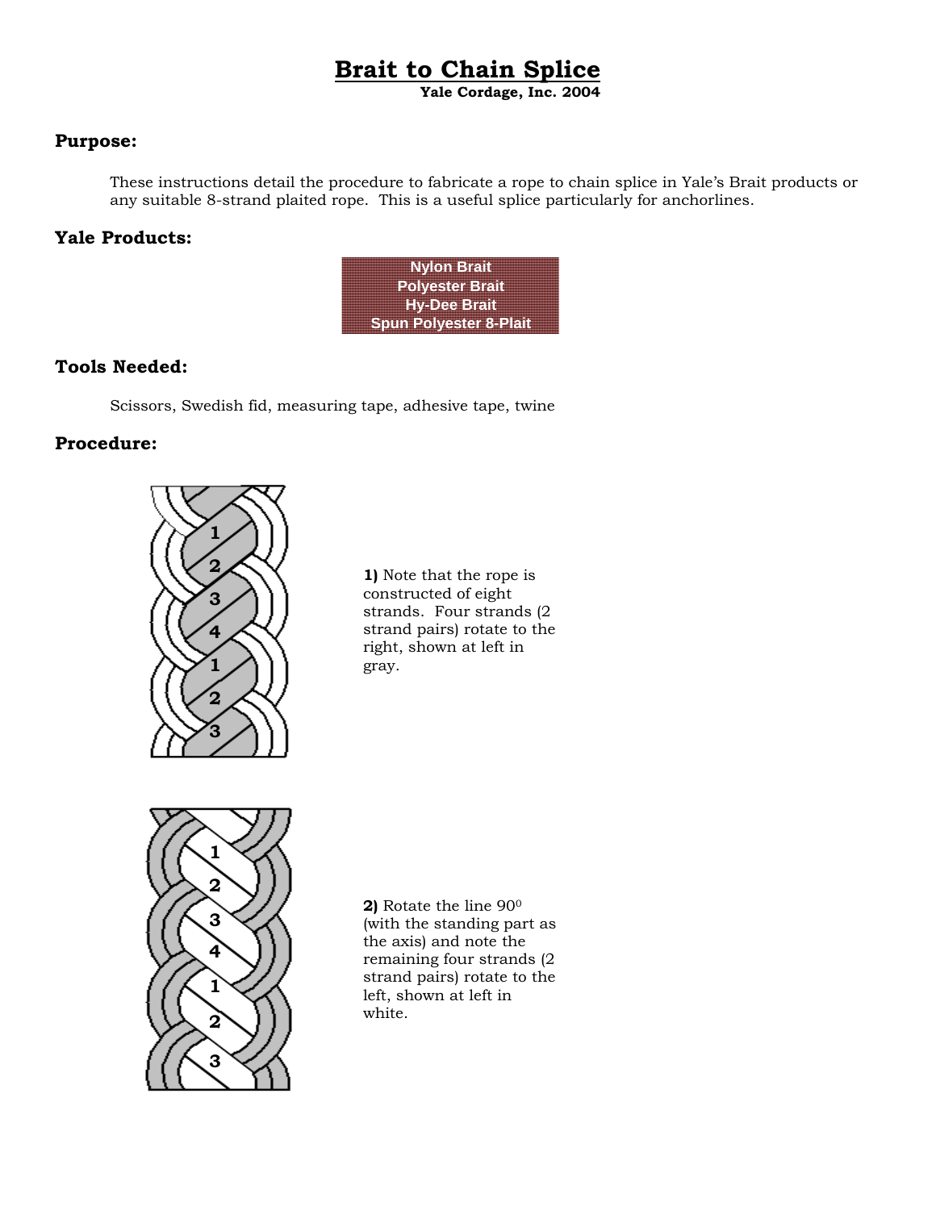# Brait to Chain Splice

**Yale Cordage, Inc. 2004**

## Purpose:

These instructions detail the procedure to fabricate a rope to chain splice in Yale's Brait products or any suitable 8-strand plaited rope. This is a useful splice particularly for anchorlines.

## Yale Products:

- Nylon Brait
- Polyester Brait
- Hy-Dee Brait
- Spun Polyester 8-Plait

## Tools Needed:

Scissors, Swedish fid, measuring tape, adhesive tape, twine

## Procedure:

**1)** Note that the rope is constructed of eight strands. Four strands (2 strand pairs) rotate to the right, shown at left in gray.

**2)** Rotate the line $90^0$ (with the standing part as the axis) and note the remaining four strands (2 strand pairs) rotate to the left, shown at left in white.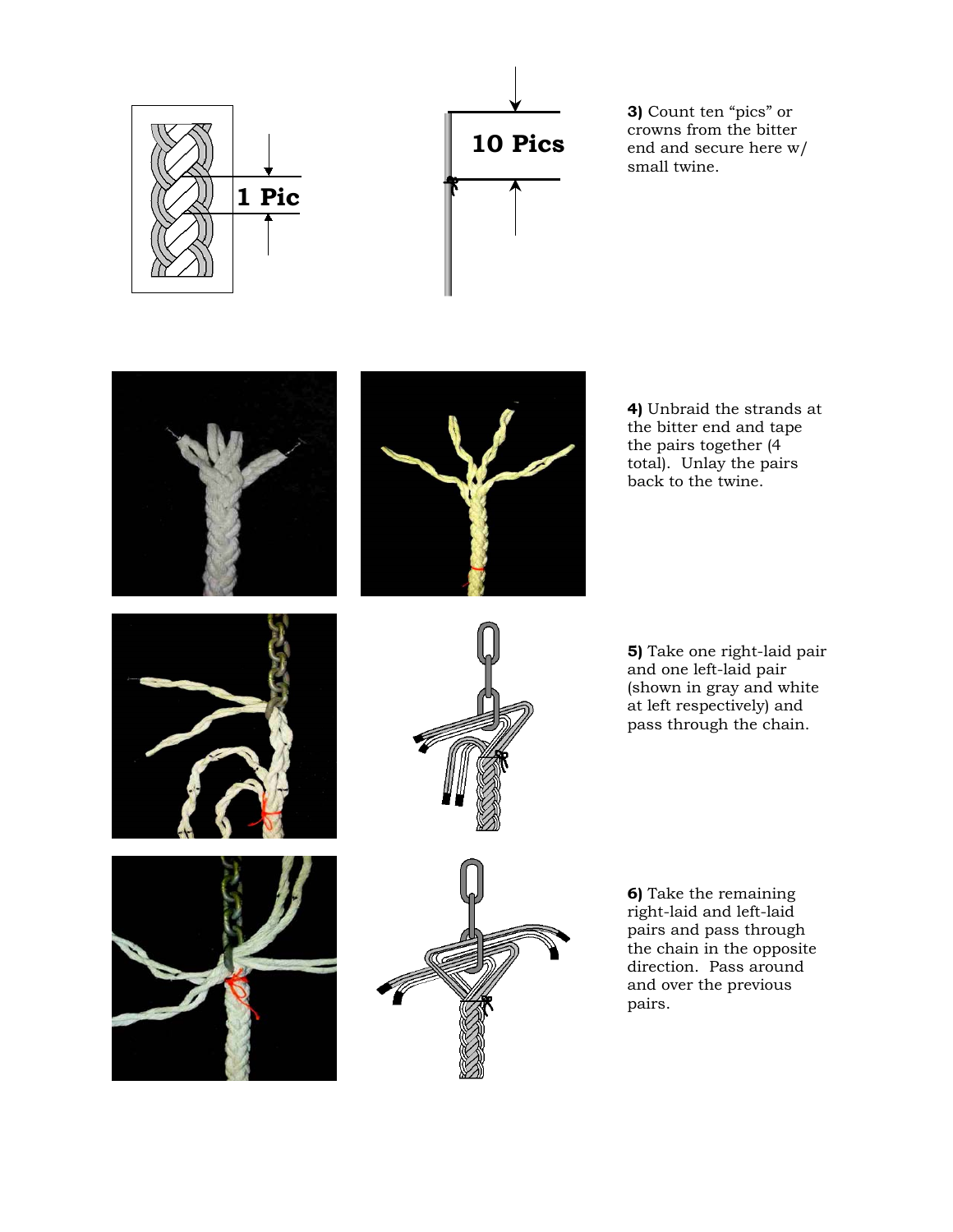**3)** Count ten "pics" or crowns from the bitter end and secure here w/ small twine.

**4)** Unbraid the strands at the bitter end and tape the pairs together (4 total). Unlay the pairs back to the twine.

**5)** Take one right-laid pair and one left-laid pair (shown in gray and white at left respectively) and pass through the chain.

**6)** Take the remaining right-laid and left-laid pairs and pass through the chain in the opposite direction. Pass around and over the previous pairs.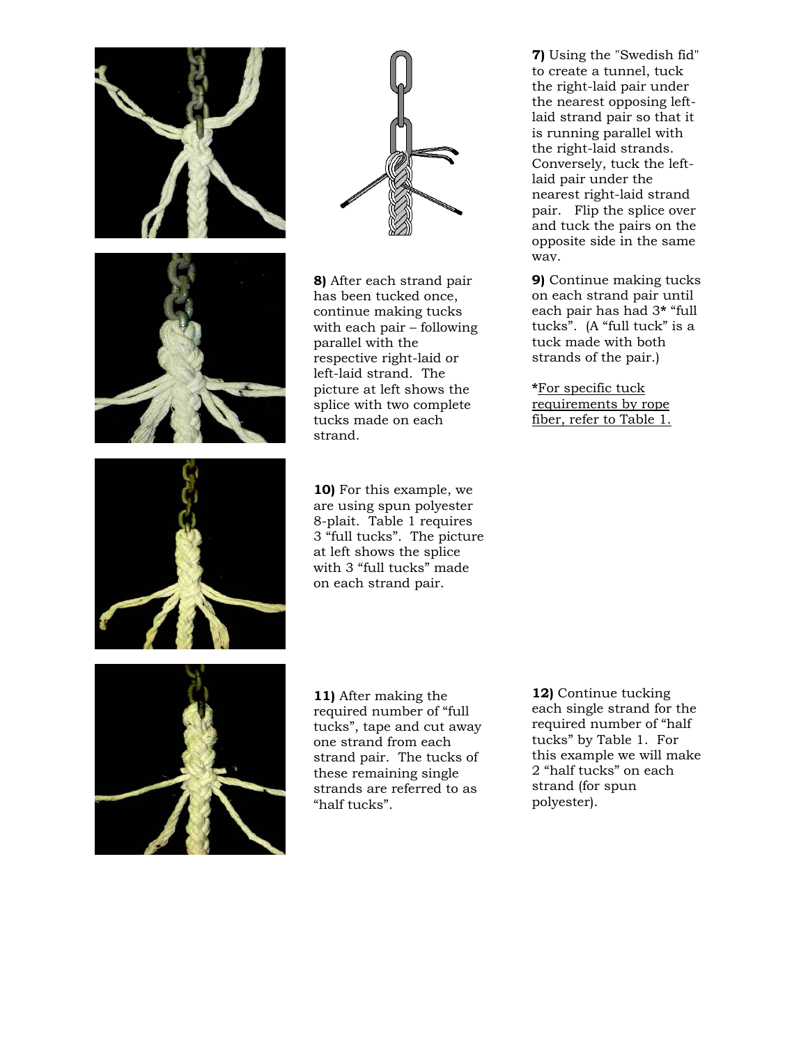**7)** Using the "Swedish fid" to create a tunnel, tuck the right-laid pair under the nearest opposing left-laid strand pair so that it is running parallel with the right-laid strands. Conversely, tuck the left-laid pair under the nearest right-laid strand pair. Flip the splice over and tuck the pairs on the opposite side in the same way.

**8)** After each strand pair has been tucked once, continue making tucks with each pair – following parallel with the respective right-laid or left-laid strand. The picture at left shows the splice with two complete tucks made on each strand.

**9)** Continue making tucks on each strand pair until each pair has had 3***** "full tucks". (A "full tuck" is a tuck made with both strands of the pair.)

*****For specific tuck requirements by rope fiber, refer to Table 1.

**10)** For this example, we are using spun polyester 8-plait. Table 1 requires 3 "full tucks". The picture at left shows the splice with 3 "full tucks" made on each strand pair.

**11)** After making the required number of "full tucks", tape and cut away one strand from each strand pair. The tucks of these remaining single strands are referred to as "half tucks".

**12)** Continue tucking each single strand for the required number of "half tucks" by Table 1. For this example we will make 2 "half tucks" on each strand (for spun polyester).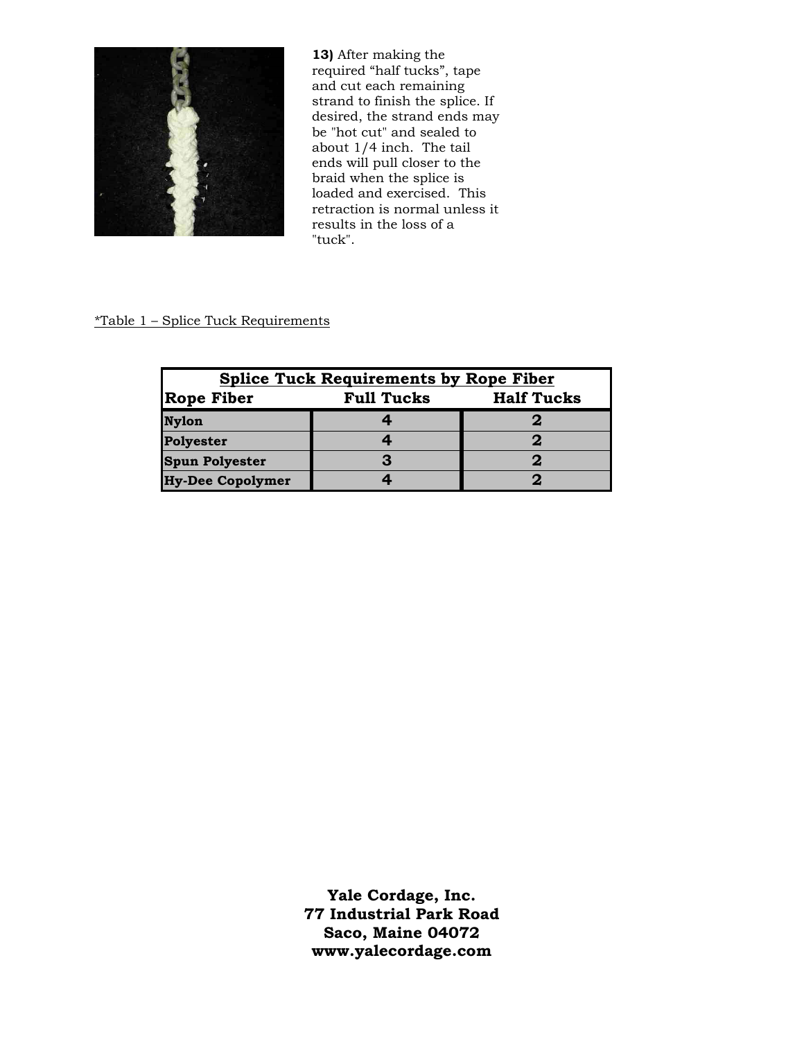**13)** After making the required “half tucks”, tape and cut each remaining strand to finish the splice. If desired, the strand ends may be "hot cut" and sealed to about 1/4 inch. The tail ends will pull closer to the braid when the splice is loaded and exercised. This retraction is normal unless it results in the loss of a "tuck".

*Table 1 – Splice Tuck Requirements

| Splice Tuck Requirements by Rope Fiber | | |
|---|---|---|
| **Rope Fiber** | **Full Tucks** | **Half Tucks** |
| **Nylon** | **4** | **2** |
| **Polyester** | **4** | **2** |
| **Spun Polyester** | **3** | **2** |
| **Hy-Dee Copolymer** | **4** | **2** |

**Yale Cordage, Inc.**
**77 Industrial Park Road**
**Saco, Maine 04072**
**www.yalecordage.com**